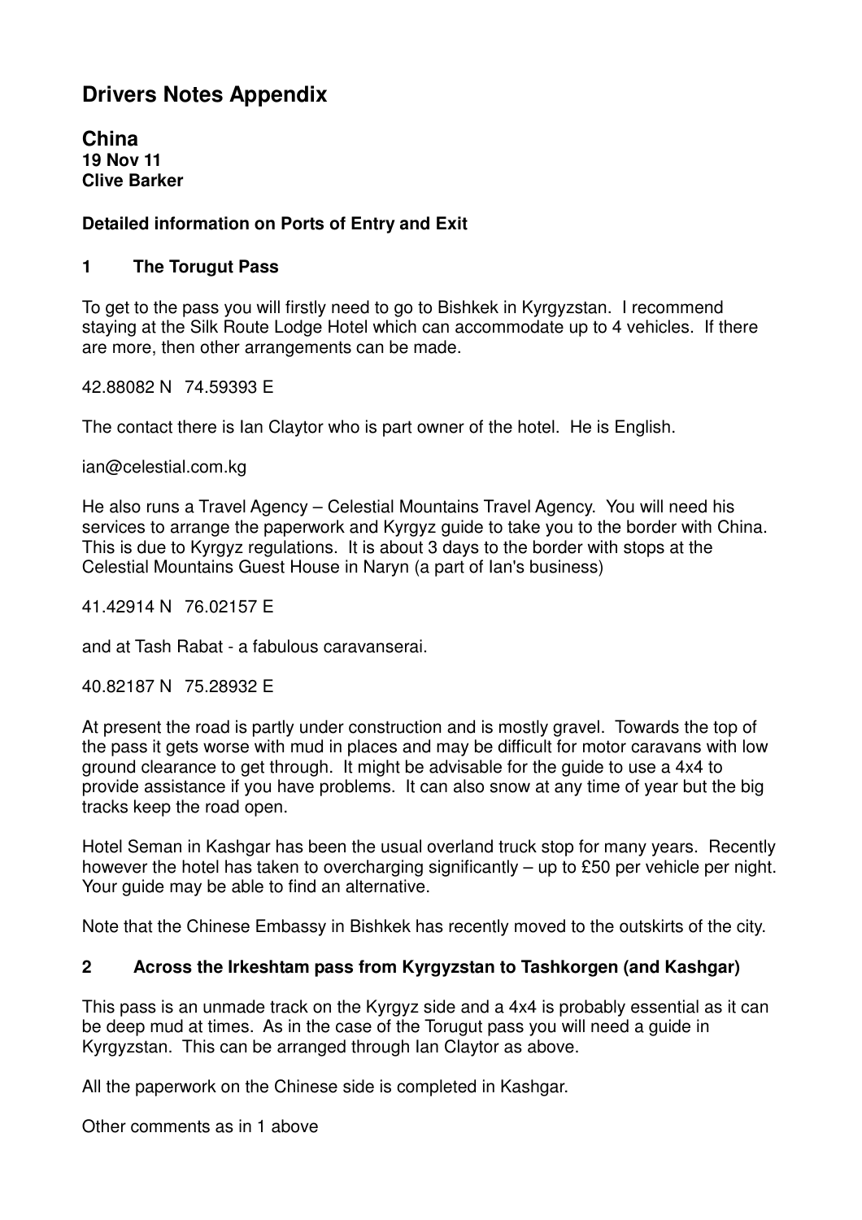# Drivers Notes Appendix

## China

**19 Nov 11**
**Clive Barker**

**Detailed information on Ports of Entry and Exit**

### 1 The Torugut Pass

To get to the pass you will firstly need to go to Bishkek in Kyrgyzstan. I recommend staying at the Silk Route Lodge Hotel which can accommodate up to 4 vehicles. If there are more, then other arrangements can be made.

42.88082 N 74.59393 E

The contact there is Ian Claytor who is part owner of the hotel. He is English.

ian@celestial.com.kg

He also runs a Travel Agency – Celestial Mountains Travel Agency. You will need his services to arrange the paperwork and Kyrgyz guide to take you to the border with China. This is due to Kyrgyz regulations. It is about 3 days to the border with stops at the Celestial Mountains Guest House in Naryn (a part of Ian's business)

41.42914 N 76.02157 E

and at Tash Rabat - a fabulous caravanserai.

40.82187 N 75.28932 E

At present the road is partly under construction and is mostly gravel. Towards the top of the pass it gets worse with mud in places and may be difficult for motor caravans with low ground clearance to get through. It might be advisable for the guide to use a 4x4 to provide assistance if you have problems. It can also snow at any time of year but the big tracks keep the road open.

Hotel Seman in Kashgar has been the usual overland truck stop for many years. Recently however the hotel has taken to overcharging significantly – up to £50 per vehicle per night. Your guide may be able to find an alternative.

Note that the Chinese Embassy in Bishkek has recently moved to the outskirts of the city.

### 2 Across the Irkeshtam pass from Kyrgyzstan to Tashkorgen (and Kashgar)

This pass is an unmade track on the Kyrgyz side and a 4x4 is probably essential as it can be deep mud at times. As in the case of the Torugut pass you will need a guide in Kyrgyzstan. This can be arranged through Ian Claytor as above.

All the paperwork on the Chinese side is completed in Kashgar.

Other comments as in 1 above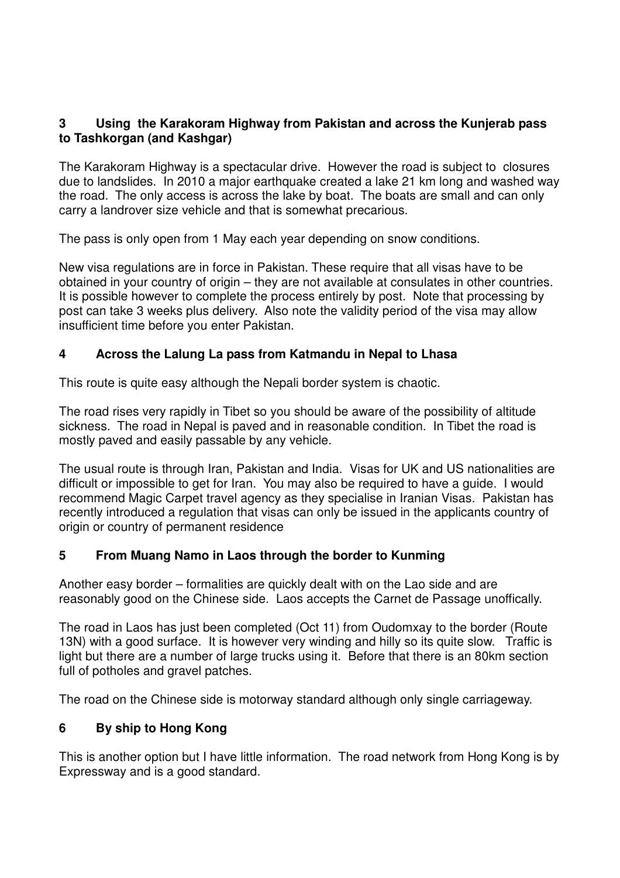## 3 Using the Karakoram Highway from Pakistan and across the Kunjerab pass to Tashkorgan (and Kashgar)

The Karakoram Highway is a spectacular drive. However the road is subject to closures due to landslides. In 2010 a major earthquake created a lake 21 km long and washed way the road. The only access is across the lake by boat. The boats are small and can only carry a landrover size vehicle and that is somewhat precarious.

The pass is only open from 1 May each year depending on snow conditions.

New visa regulations are in force in Pakistan. These require that all visas have to be obtained in your country of origin – they are not available at consulates in other countries. It is possible however to complete the process entirely by post. Note that processing by post can take 3 weeks plus delivery. Also note the validity period of the visa may allow insufficient time before you enter Pakistan.

## 4 Across the Lalung La pass from Katmandu in Nepal to Lhasa

This route is quite easy although the Nepali border system is chaotic.

The road rises very rapidly in Tibet so you should be aware of the possibility of altitude sickness. The road in Nepal is paved and in reasonable condition. In Tibet the road is mostly paved and easily passable by any vehicle.

The usual route is through Iran, Pakistan and India. Visas for UK and US nationalities are difficult or impossible to get for Iran. You may also be required to have a guide. I would recommend Magic Carpet travel agency as they specialise in Iranian Visas. Pakistan has recently introduced a regulation that visas can only be issued in the applicants country of origin or country of permanent residence

## 5 From Muang Namo in Laos through the border to Kunming

Another easy border – formalities are quickly dealt with on the Lao side and are reasonably good on the Chinese side. Laos accepts the Carnet de Passage unoffically.

The road in Laos has just been completed (Oct 11) from Oudomxay to the border (Route 13N) with a good surface. It is however very winding and hilly so its quite slow. Traffic is light but there are a number of large trucks using it. Before that there is an 80km section full of potholes and gravel patches.

The road on the Chinese side is motorway standard although only single carriageway.

## 6 By ship to Hong Kong

This is another option but I have little information. The road network from Hong Kong is by Expressway and is a good standard.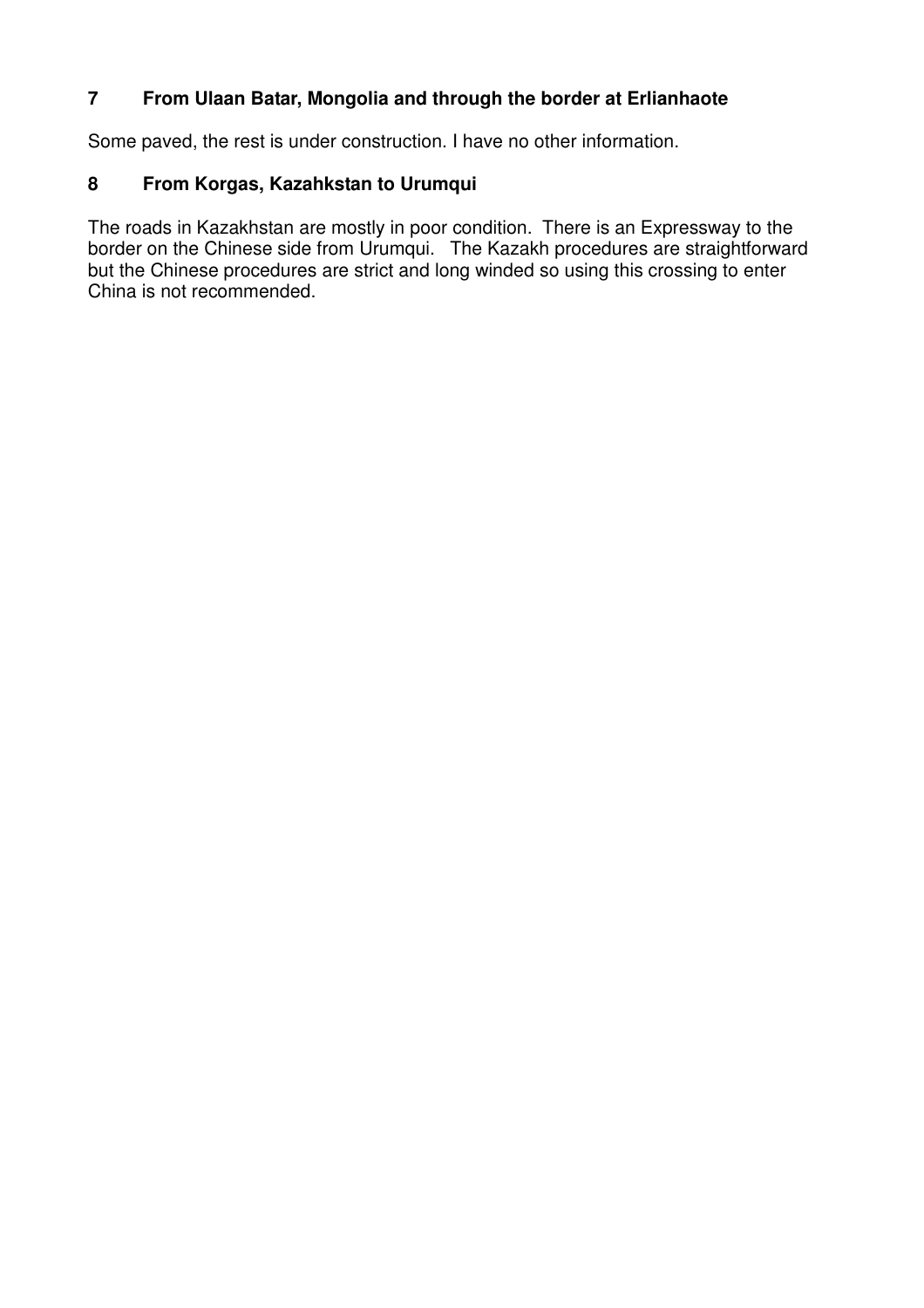## 7 From Ulaan Batar, Mongolia and through the border at Erlianhaote

Some paved, the rest is under construction. I have no other information.

## 8 From Korgas, Kazahkstan to Urumqui

The roads in Kazakhstan are mostly in poor condition. There is an Expressway to the border on the Chinese side from Urumqui. The Kazakh procedures are straightforward but the Chinese procedures are strict and long winded so using this crossing to enter China is not recommended.